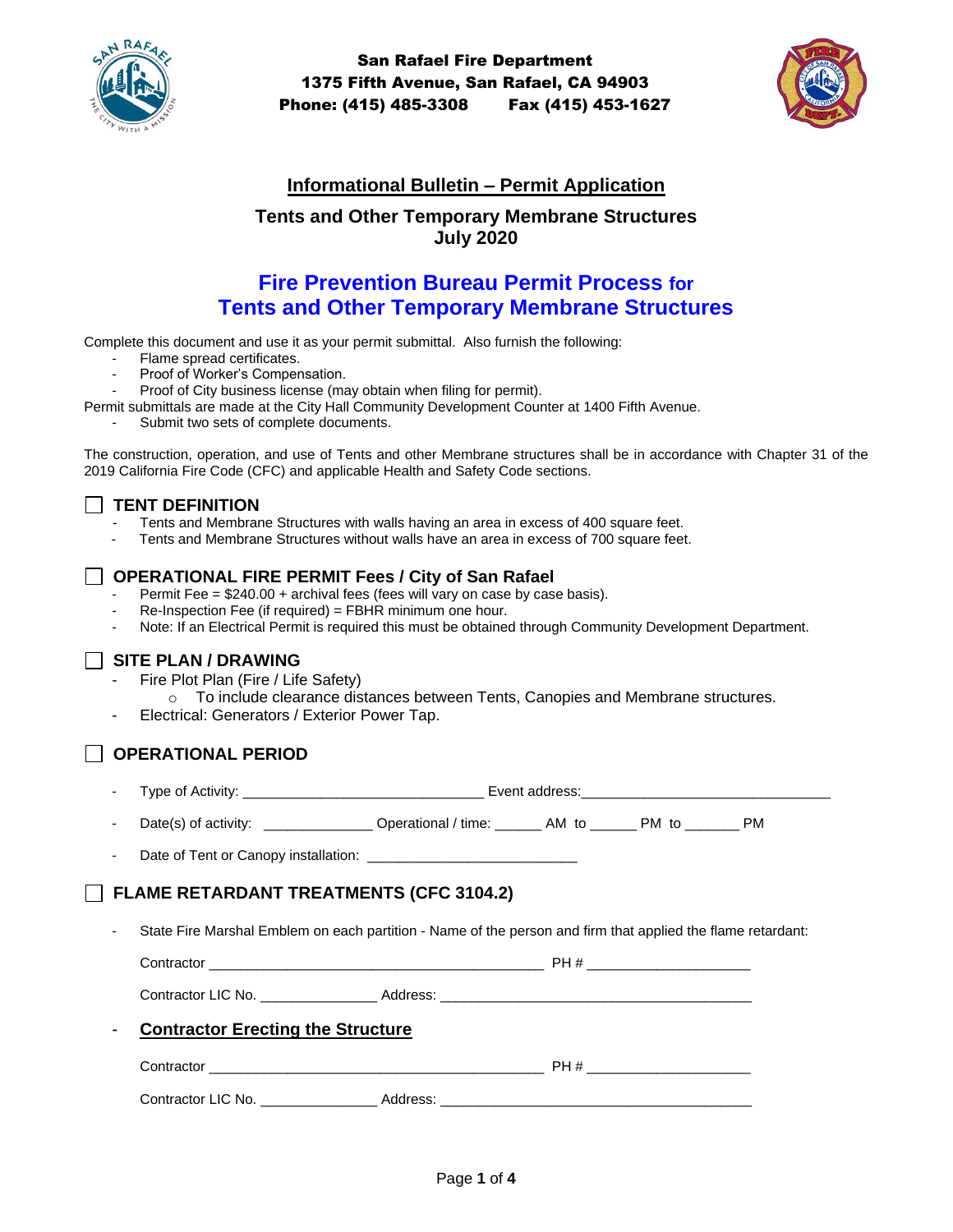**San Rafael Fire Department**
**1375 Fifth Avenue, San Rafael, CA 94903**
**Phone: (415) 485-3308 Fax (415) 453-1627**

## Informational Bulletin – Permit Application

### Tents and Other Temporary Membrane Structures
### July 2020

# Fire Prevention Bureau Permit Process for Tents and Other Temporary Membrane Structures

Complete this document and use it as your permit submittal. Also furnish the following:

- Flame spread certificates.
- Proof of Worker's Compensation.
- Proof of City business license (may obtain when filing for permit).

Permit submittals are made at the City Hall Community Development Counter at 1400 Fifth Avenue.

- Submit two sets of complete documents.

The construction, operation, and use of Tents and other Membrane structures shall be in accordance with Chapter 31 of the 2019 California Fire Code (CFC) and applicable Health and Safety Code sections.

## ☐ TENT DEFINITION

- Tents and Membrane Structures with walls having an area in excess of 400 square feet.
- Tents and Membrane Structures without walls have an area in excess of 700 square feet.

## ☐ OPERATIONAL FIRE PERMIT Fees / City of San Rafael

- Permit Fee = $240.00 + archival fees (fees will vary on case by case basis).
- Re-Inspection Fee (if required) = FBHR minimum one hour.
- Note: If an Electrical Permit is required this must be obtained through Community Development Department.

## ☐ SITE PLAN / DRAWING

- Fire Plot Plan (Fire / Life Safety)
  - To include clearance distances between Tents, Canopies and Membrane structures.
- Electrical: Generators / Exterior Power Tap.

## ☐ OPERATIONAL PERIOD

- Type of Activity: ______________________________ Event address:________________________________
- Date(s) of activity: ______________ Operational / time: ______ AM to ______ PM to _______ PM
- Date of Tent or Canopy installation: __________________________

## ☐ FLAME RETARDANT TREATMENTS (CFC 3104.2)

- State Fire Marshal Emblem on each partition - Name of the person and firm that applied the flame retardant:

  Contractor __________________________________________ PH # ____________________

  Contractor LIC No. _______________ Address: _______________________________________

- **Contractor Erecting the Structure**

  Contractor __________________________________________ PH # ____________________

  Contractor LIC No. _______________ Address: _______________________________________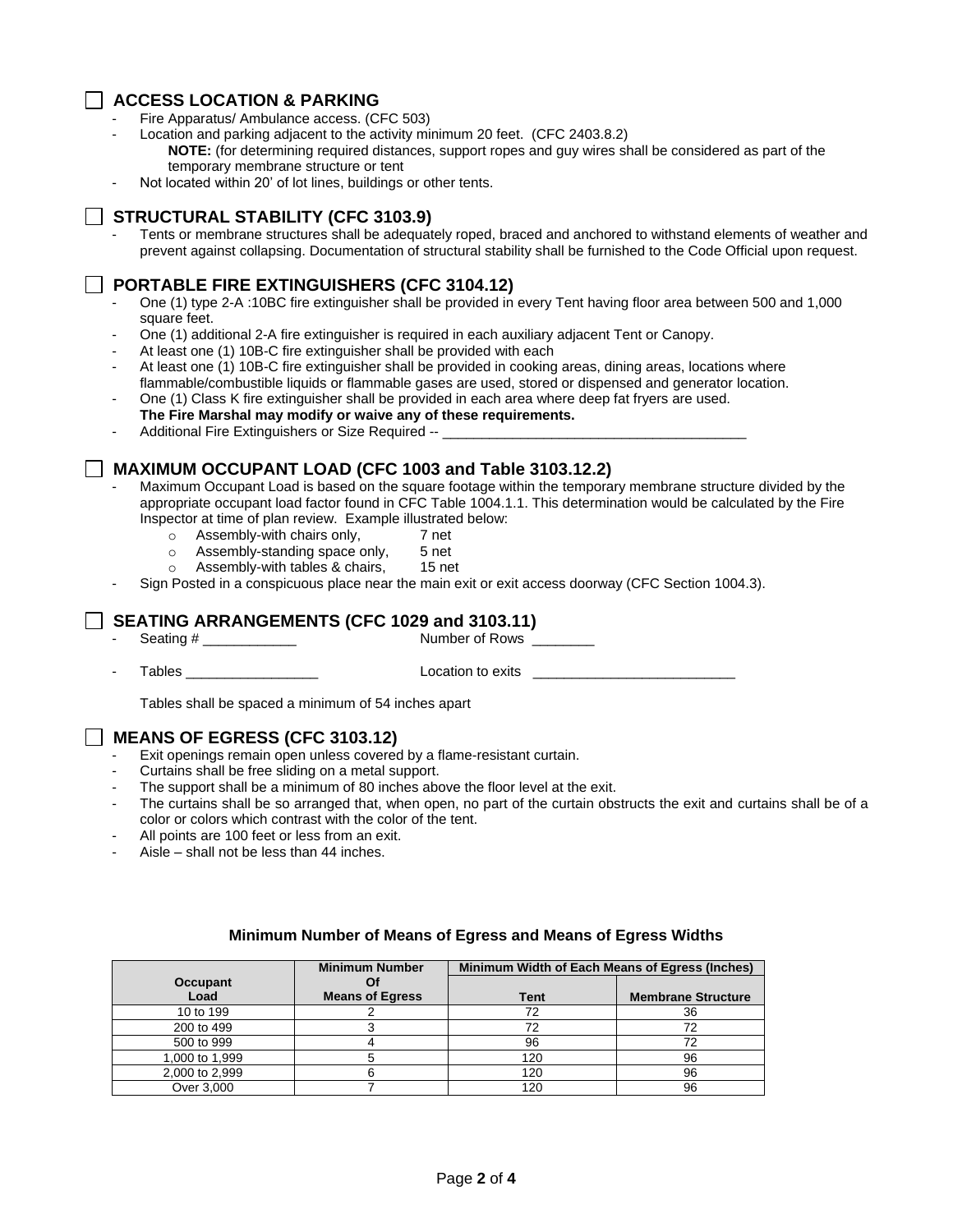## ☐ ACCESS LOCATION & PARKING

- Fire Apparatus/ Ambulance access. (CFC 503)
- Location and parking adjacent to the activity minimum 20 feet. (CFC 2403.8.2)
  **NOTE:** (for determining required distances, support ropes and guy wires shall be considered as part of the temporary membrane structure or tent
- Not located within 20' of lot lines, buildings or other tents.

## ☐ STRUCTURAL STABILITY (CFC 3103.9)

- Tents or membrane structures shall be adequately roped, braced and anchored to withstand elements of weather and prevent against collapsing. Documentation of structural stability shall be furnished to the Code Official upon request.

## ☐ PORTABLE FIRE EXTINGUISHERS (CFC 3104.12)

- One (1) type 2-A :10BC fire extinguisher shall be provided in every Tent having floor area between 500 and 1,000 square feet.
- One (1) additional 2-A fire extinguisher is required in each auxiliary adjacent Tent or Canopy.
- At least one (1) 10B-C fire extinguisher shall be provided with each
- At least one (1) 10B-C fire extinguisher shall be provided in cooking areas, dining areas, locations where flammable/combustible liquids or flammable gases are used, stored or dispensed and generator location.
- One (1) Class K fire extinguisher shall be provided in each area where deep fat fryers are used.
  **The Fire Marshal may modify or waive any of these requirements.**
- Additional Fire Extinguishers or Size Required -- ________________________________________

## ☐ MAXIMUM OCCUPANT LOAD (CFC 1003 and Table 3103.12.2)

- Maximum Occupant Load is based on the square footage within the temporary membrane structure divided by the appropriate occupant load factor found in CFC Table 1004.1.1. This determination would be calculated by the Fire Inspector at time of plan review. Example illustrated below:
  - Assembly-with chairs only, 7 net
  - Assembly-standing space only, 5 net
  - Assembly-with tables & chairs, 15 net
- Sign Posted in a conspicuous place near the main exit or exit access doorway (CFC Section 1004.3).

## ☐ SEATING ARRANGEMENTS (CFC 1029 and 3103.11)

- Seating # ____________ Number of Rows ________
- Tables _________________ Location to exits __________________________

Tables shall be spaced a minimum of 54 inches apart

## ☐ MEANS OF EGRESS (CFC 3103.12)

- Exit openings remain open unless covered by a flame-resistant curtain.
- Curtains shall be free sliding on a metal support.
- The support shall be a minimum of 80 inches above the floor level at the exit.
- The curtains shall be so arranged that, when open, no part of the curtain obstructs the exit and curtains shall be of a color or colors which contrast with the color of the tent.
- All points are 100 feet or less from an exit.
- Aisle – shall not be less than 44 inches.

**Minimum Number of Means of Egress and Means of Egress Widths**

| Occupant Load | Minimum Number Of Means of Egress | Minimum Width of Each Means of Egress (Inches) | |
|---|---|---|---|
| | | Tent | Membrane Structure |
| 10 to 199 | 2 | 72 | 36 |
| 200 to 499 | 3 | 72 | 72 |
| 500 to 999 | 4 | 96 | 72 |
| 1,000 to 1,999 | 5 | 120 | 96 |
| 2,000 to 2,999 | 6 | 120 | 96 |
| Over 3,000 | 7 | 120 | 96 |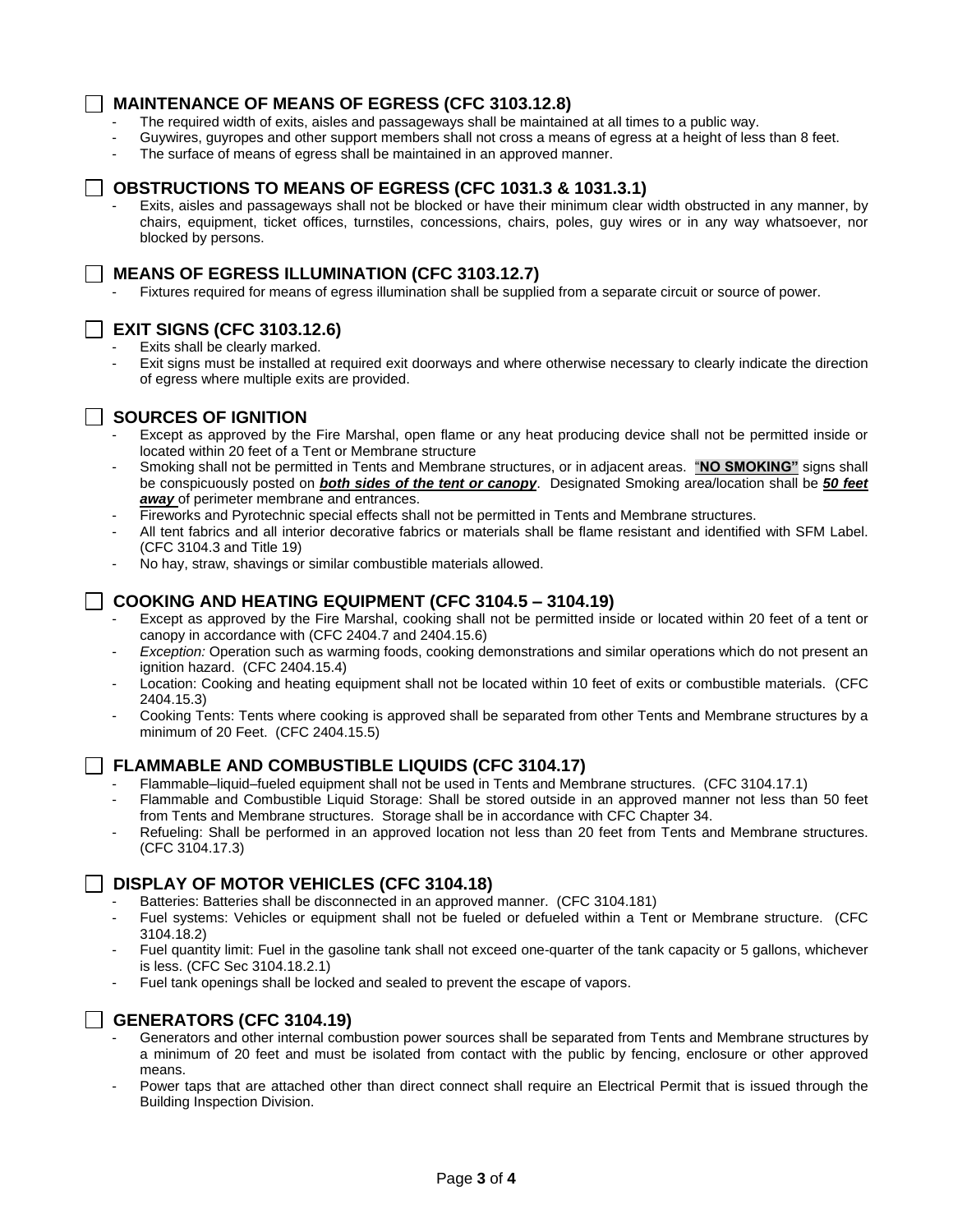## ☐ MAINTENANCE OF MEANS OF EGRESS (CFC 3103.12.8)

- The required width of exits, aisles and passageways shall be maintained at all times to a public way.
- Guywires, guyropes and other support members shall not cross a means of egress at a height of less than 8 feet.
- The surface of means of egress shall be maintained in an approved manner.

## ☐ OBSTRUCTIONS TO MEANS OF EGRESS (CFC 1031.3 & 1031.3.1)

- Exits, aisles and passageways shall not be blocked or have their minimum clear width obstructed in any manner, by chairs, equipment, ticket offices, turnstiles, concessions, chairs, poles, guy wires or in any way whatsoever, nor blocked by persons.

## ☐ MEANS OF EGRESS ILLUMINATION (CFC 3103.12.7)

- Fixtures required for means of egress illumination shall be supplied from a separate circuit or source of power.

## ☐ EXIT SIGNS (CFC 3103.12.6)

- Exits shall be clearly marked.
- Exit signs must be installed at required exit doorways and where otherwise necessary to clearly indicate the direction of egress where multiple exits are provided.

## ☐ SOURCES OF IGNITION

- Except as approved by the Fire Marshal, open flame or any heat producing device shall not be permitted inside or located within 20 feet of a Tent or Membrane structure
- Smoking shall not be permitted in Tents and Membrane structures, or in adjacent areas. "**NO SMOKING"** signs shall be conspicuously posted on ***both sides of the tent or canopy***. Designated Smoking area/location shall be ***50 feet away*** of perimeter membrane and entrances.
- Fireworks and Pyrotechnic special effects shall not be permitted in Tents and Membrane structures.
- All tent fabrics and all interior decorative fabrics or materials shall be flame resistant and identified with SFM Label. (CFC 3104.3 and Title 19)
- No hay, straw, shavings or similar combustible materials allowed.

## ☐ COOKING AND HEATING EQUIPMENT (CFC 3104.5 – 3104.19)

- Except as approved by the Fire Marshal, cooking shall not be permitted inside or located within 20 feet of a tent or canopy in accordance with (CFC 2404.7 and 2404.15.6)
- *Exception:* Operation such as warming foods, cooking demonstrations and similar operations which do not present an ignition hazard. (CFC 2404.15.4)
- Location: Cooking and heating equipment shall not be located within 10 feet of exits or combustible materials. (CFC 2404.15.3)
- Cooking Tents: Tents where cooking is approved shall be separated from other Tents and Membrane structures by a minimum of 20 Feet. (CFC 2404.15.5)

## ☐ FLAMMABLE AND COMBUSTIBLE LIQUIDS (CFC 3104.17)

- Flammable–liquid–fueled equipment shall not be used in Tents and Membrane structures. (CFC 3104.17.1)
- Flammable and Combustible Liquid Storage: Shall be stored outside in an approved manner not less than 50 feet from Tents and Membrane structures. Storage shall be in accordance with CFC Chapter 34.
- Refueling: Shall be performed in an approved location not less than 20 feet from Tents and Membrane structures. (CFC 3104.17.3)

## ☐ DISPLAY OF MOTOR VEHICLES (CFC 3104.18)

- Batteries: Batteries shall be disconnected in an approved manner. (CFC 3104.181)
- Fuel systems: Vehicles or equipment shall not be fueled or defueled within a Tent or Membrane structure. (CFC 3104.18.2)
- Fuel quantity limit: Fuel in the gasoline tank shall not exceed one-quarter of the tank capacity or 5 gallons, whichever is less. (CFC Sec 3104.18.2.1)
- Fuel tank openings shall be locked and sealed to prevent the escape of vapors.

## ☐ GENERATORS (CFC 3104.19)

- Generators and other internal combustion power sources shall be separated from Tents and Membrane structures by a minimum of 20 feet and must be isolated from contact with the public by fencing, enclosure or other approved means.
- Power taps that are attached other than direct connect shall require an Electrical Permit that is issued through the Building Inspection Division.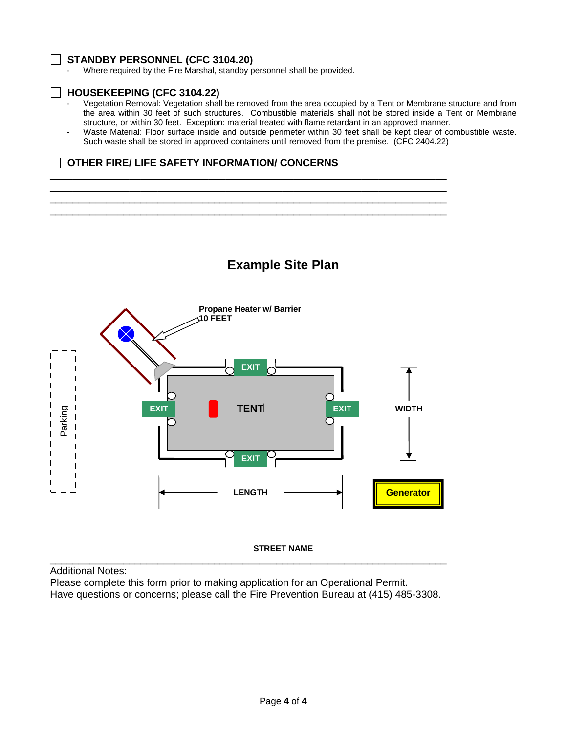☐ **STANDBY PERSONNEL (CFC 3104.20)**

- Where required by the Fire Marshal, standby personnel shall be provided.

☐ **HOUSEKEEPING (CFC 3104.22)**

- Vegetation Removal: Vegetation shall be removed from the area occupied by a Tent or Membrane structure and from the area within 30 feet of such structures. Combustible materials shall not be stored inside a Tent or Membrane structure, or within 30 feet. Exception: material treated with flame retardant in an approved manner.
- Waste Material: Floor surface inside and outside perimeter within 30 feet shall be kept clear of combustible waste. Such waste shall be stored in approved containers until removed from the premise. (CFC 2404.22)

☐ **OTHER FIRE/ LIFE SAFETY INFORMATION/ CONCERNS**

\_\_\_\_\_\_\_\_\_\_\_\_\_\_\_\_\_\_\_\_\_\_\_\_\_\_\_\_\_\_\_\_\_\_\_\_\_\_\_\_\_\_\_\_\_\_\_\_\_\_\_\_\_\_\_\_\_\_\_\_\_\_\_\_\_\_\_\_\_\_

\_\_\_\_\_\_\_\_\_\_\_\_\_\_\_\_\_\_\_\_\_\_\_\_\_\_\_\_\_\_\_\_\_\_\_\_\_\_\_\_\_\_\_\_\_\_\_\_\_\_\_\_\_\_\_\_\_\_\_\_\_\_\_\_\_\_\_\_\_\_

\_\_\_\_\_\_\_\_\_\_\_\_\_\_\_\_\_\_\_\_\_\_\_\_\_\_\_\_\_\_\_\_\_\_\_\_\_\_\_\_\_\_\_\_\_\_\_\_\_\_\_\_\_\_\_\_\_\_\_\_\_\_\_\_\_\_\_\_\_\_

\_\_\_\_\_\_\_\_\_\_\_\_\_\_\_\_\_\_\_\_\_\_\_\_\_\_\_\_\_\_\_\_\_\_\_\_\_\_\_\_\_\_\_\_\_\_\_\_\_\_\_\_\_\_\_\_\_\_\_\_\_\_\_\_\_\_\_\_\_\_

## Example Site Plan

Propane Heater w/ Barrier
10 FEET

Parking

EXIT

EXIT

TENT

EXIT

EXIT

WIDTH

LENGTH

Generator

STREET NAME

Additional Notes:
Please complete this form prior to making application for an Operational Permit.
Have questions or concerns; please call the Fire Prevention Bureau at (415) 485-3308.